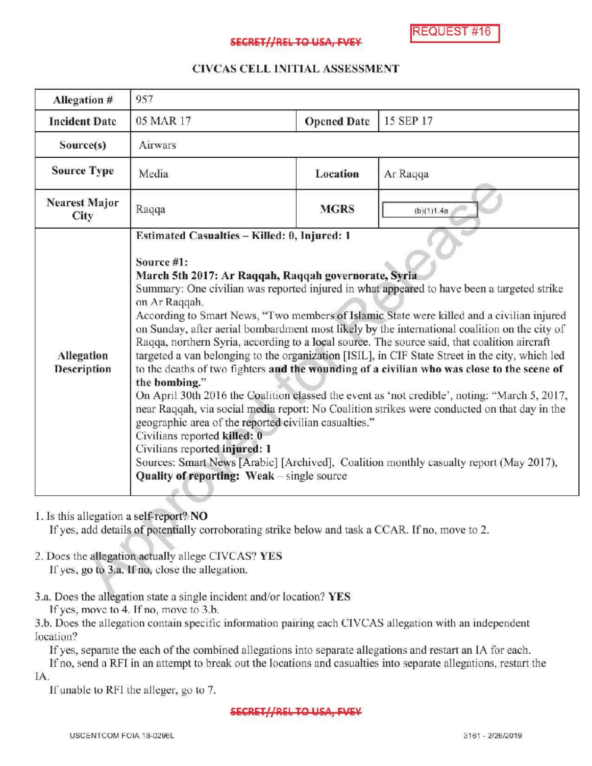REQUEST #16

SECRET//REL TO USA, FVEY

## CIVCAS CELL INITIAL ASSESSMENT

| Allegation # | 957 | | |
|---|---|---|---|
| **Incident Date** | 05 MAR 17 | **Opened Date** | 15 SEP 17 |
| **Source(s)** | Airwars | | |
| **Source Type** | Media | **Location** | Ar Raqqa |
| **Nearest Major City** | Raqqa | **MGRS** | (b)(1)1.4a |
| **Allegation Description** | **Estimated Casualties – Killed: 0, Injured: 1**<br><br>**Source #1:**<br>**March 5th 2017: Ar Raqqah, Raqqah governorate, Syria**<br>Summary: One civilian was reported injured in what appeared to have been a targeted strike on Ar Raqqah.<br>According to Smart News, "Two members of Islamic State were killed and a civilian injured on Sunday, after aerial bombardment most likely by the international coalition on the city of Raqqa, northern Syria, according to a local source. The source said, that coalition aircraft targeted a van belonging to the organization [ISIL], in CIF State Street in the city, which led to the deaths of two fighters **and the wounding of a civilian who was close to the scene of the bombing.**"<br>On April 30th 2016 the Coalition classed the event as 'not credible', noting: "March 5, 2017, near Raqqah, via social media report: No Coalition strikes were conducted on that day in the geographic area of the reported civilian casualties."<br>Civilians reported **killed: 0**<br>Civilians reported **injured: 1**<br>Sources: Smart News [Arabic] [Archived], Coalition monthly casualty report (May 2017),<br>**Quality of reporting: Weak** – single source | | |

1. Is this allegation a self-report? **NO**
   If yes, add details of potentially corroborating strike below and task a CCAR. If no, move to 2.

2. Does the allegation actually allege CIVCAS? **YES**
   If yes, go to 3.a. If no, close the allegation.

3.a. Does the allegation state a single incident and/or location? **YES**
   If yes, move to 4. If no, move to 3.b.

3.b. Does the allegation contain specific information pairing each CIVCAS allegation with an independent location?
   If yes, separate the each of the combined allegations into separate allegations and restart an IA for each.
   If no, send a RFI in an attempt to break out the locations and casualties into separate allegations, restart the IA.
   If unable to RFI the alleger, go to 7.

SECRET//REL TO USA, FVEY

USCENTCOM FOIA 18-0296L    3161 - 2/26/2019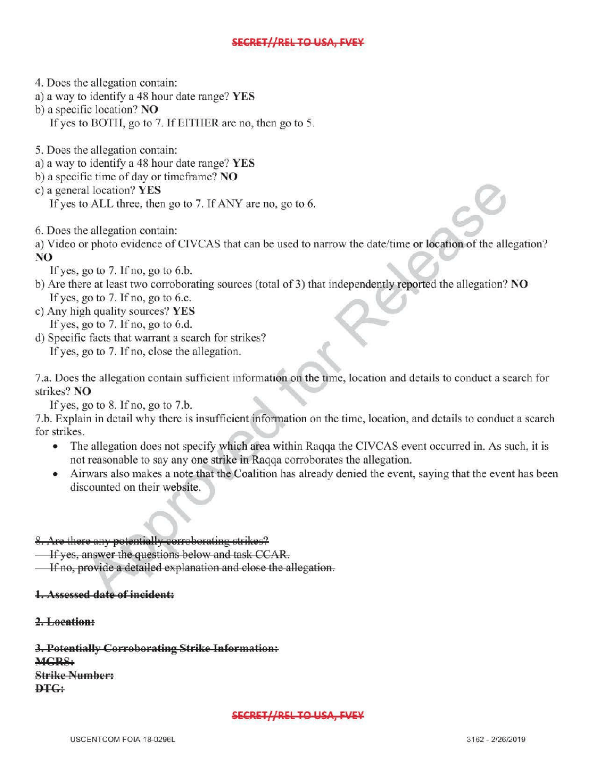4. Does the allegation contain:
a) a way to identify a 48 hour date range? **YES**
b) a specific location? **NO**
   If yes to BOTH, go to 7. If EITHER are no, then go to 5.

5. Does the allegation contain:
a) a way to identify a 48 hour date range? **YES**
b) a specific time of day or timeframe? **NO**
c) a general location? **YES**
   If yes to ALL three, then go to 7. If ANY are no, go to 6.

6. Does the allegation contain:
a) Video or photo evidence of CIVCAS that can be used to narrow the date/time or location of the allegation? **NO**
   If yes, go to 7. If no, go to 6.b.
b) Are there at least two corroborating sources (total of 3) that independently reported the allegation? **NO**
   If yes, go to 7. If no, go to 6.c.
c) Any high quality sources? **YES**
   If yes, go to 7. If no, go to 6.d.
d) Specific facts that warrant a search for strikes?
   If yes, go to 7. If no, close the allegation.

7.a. Does the allegation contain sufficient information on the time, location and details to conduct a search for strikes? **NO**
   If yes, go to 8. If no, go to 7.b.
7.b. Explain in detail why there is insufficient information on the time, location, and details to conduct a search for strikes.

- The allegation does not specify which area within Raqqa the CIVCAS event occurred in. As such, it is not reasonable to say any one strike in Raqqa corroborates the allegation.
- Airwars also makes a note that the Coalition has already denied the event, saying that the event has been discounted on their website.

~~8. Are there any potentially corroborating strikes?~~
~~If yes, answer the questions below and task CCAR.~~
~~If no, provide a detailed explanation and close the allegation.~~

~~**1. Assessed date of incident:**~~

~~**2. Location:**~~

~~**3. Potentially Corroborating Strike Information:**~~
~~**MGRS:**~~
~~**Strike Number:**~~
~~**DTG:**~~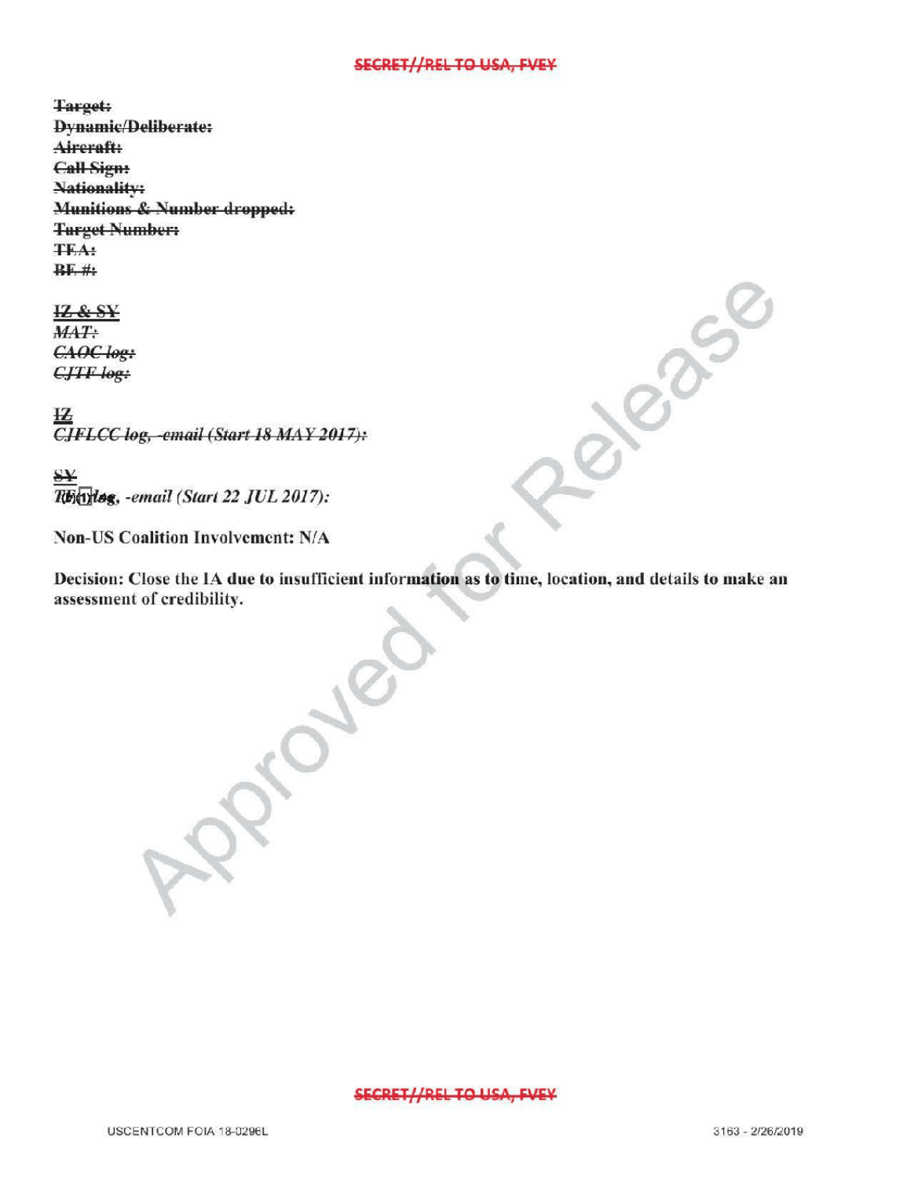~~**Target:**~~
~~**Dynamic/Deliberate:**~~
~~**Aircraft:**~~
~~**Call Sign:**~~
~~**Nationality:**~~
~~**Munitions & Number dropped:**~~
~~**Target Number:**~~
~~**TEA:**~~
~~**BE #:**~~

~~**IZ & SY**~~
~~***MAT:***~~
~~***CAOC log:***~~
~~***CJTF log:***~~

~~**IZ**~~
~~***CJFLCC log, -email (Start 18 MAY 2017):***~~

~~**SY**~~
***TF (b)(1) log, -email (Start 22 JUL 2017):***

**Non-US Coalition Involvement: N/A**

**Decision: Close the IA due to insufficient information as to time, location, and details to make an assessment of credibility.**